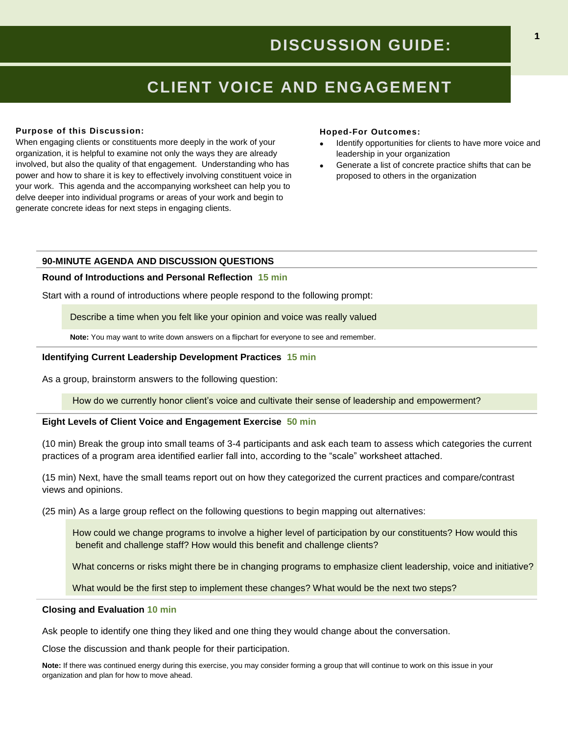# DISCUSSION GUIDE:

# CLIENT VOICE AND ENGAGEMENT

**Purpose of this Discussion:**

When engaging clients or constituents more deeply in the work of your organization, it is helpful to examine not only the ways they are already involved, but also the quality of that engagement. Understanding who has power and how to share it is key to effectively involving constituent voice in your work. This agenda and the accompanying worksheet can help you to delve deeper into individual programs or areas of your work and begin to generate concrete ideas for next steps in engaging clients.

**Hoped-For Outcomes:**

- Identify opportunities for clients to have more voice and leadership in your organization
- Generate a list of concrete practice shifts that can be proposed to others in the organization

## 90-MINUTE AGENDA AND DISCUSSION QUESTIONS

### Round of Introductions and Personal Reflection 15 min

Start with a round of introductions where people respond to the following prompt:

> Describe a time when you felt like your opinion and voice was really valued

**Note:** You may want to write down answers on a flipchart for everyone to see and remember.

### Identifying Current Leadership Development Practices 15 min

As a group, brainstorm answers to the following question:

> How do we currently honor client's voice and cultivate their sense of leadership and empowerment?

### Eight Levels of Client Voice and Engagement Exercise 50 min

(10 min) Break the group into small teams of 3-4 participants and ask each team to assess which categories the current practices of a program area identified earlier fall into, according to the "scale" worksheet attached.

(15 min) Next, have the small teams report out on how they categorized the current practices and compare/contrast views and opinions.

(25 min) As a large group reflect on the following questions to begin mapping out alternatives:

> How could we change programs to involve a higher level of participation by our constituents? How would this benefit and challenge staff? How would this benefit and challenge clients?
>
> What concerns or risks might there be in changing programs to emphasize client leadership, voice and initiative?
>
> What would be the first step to implement these changes? What would be the next two steps?

### Closing and Evaluation 10 min

Ask people to identify one thing they liked and one thing they would change about the conversation.

Close the discussion and thank people for their participation.

**Note:** If there was continued energy during this exercise, you may consider forming a group that will continue to work on this issue in your organization and plan for how to move ahead.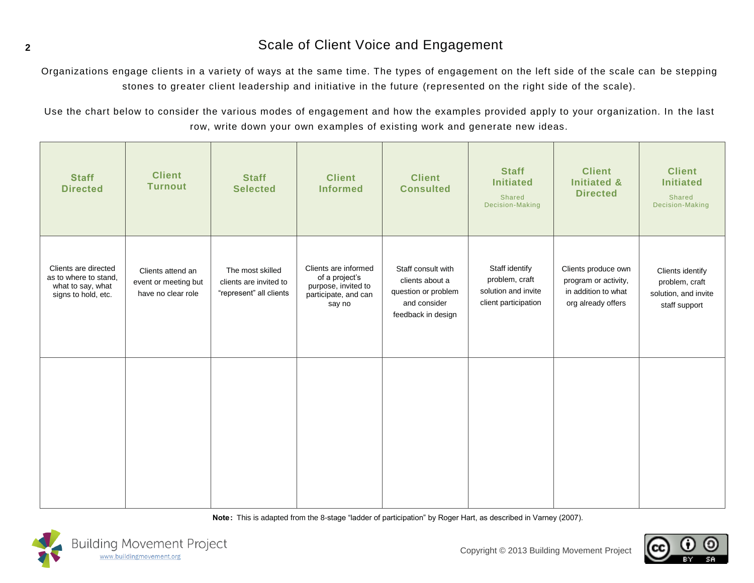# Scale of Client Voice and Engagement

Organizations engage clients in a variety of ways at the same time. The types of engagement on the left side of the scale can be stepping stones to greater client leadership and initiative in the future (represented on the right side of the scale).

Use the chart below to consider the various modes of engagement and how the examples provided apply to your organization. In the last row, write down your own examples of existing work and generate new ideas.

| **Staff Directed** | **Client Turnout** | **Staff Selected** | **Client Informed** | **Client Consulted** | **Staff Initiated** Shared Decision-Making | **Client Initiated & Directed** | **Client Initiated** Shared Decision-Making |
|---|---|---|---|---|---|---|---|
| Clients are directed as to where to stand, what to say, what signs to hold, etc. | Clients attend an event or meeting but have no clear role | The most skilled clients are invited to "represent" all clients | Clients are informed of a project's purpose, invited to participate, and can say no | Staff consult with clients about a question or problem and consider feedback in design | Staff identify problem, craft solution and invite client participation | Clients produce own program or activity, in addition to what org already offers | Clients identify problem, craft solution, and invite staff support |
| | | | | | | | |

**Note:** This is adapted from the 8-stage "ladder of participation" by Roger Hart, as described in Varney (2007).

Building Movement Project
www.buildingmovement.org

Copyright © 2013 Building Movement Project